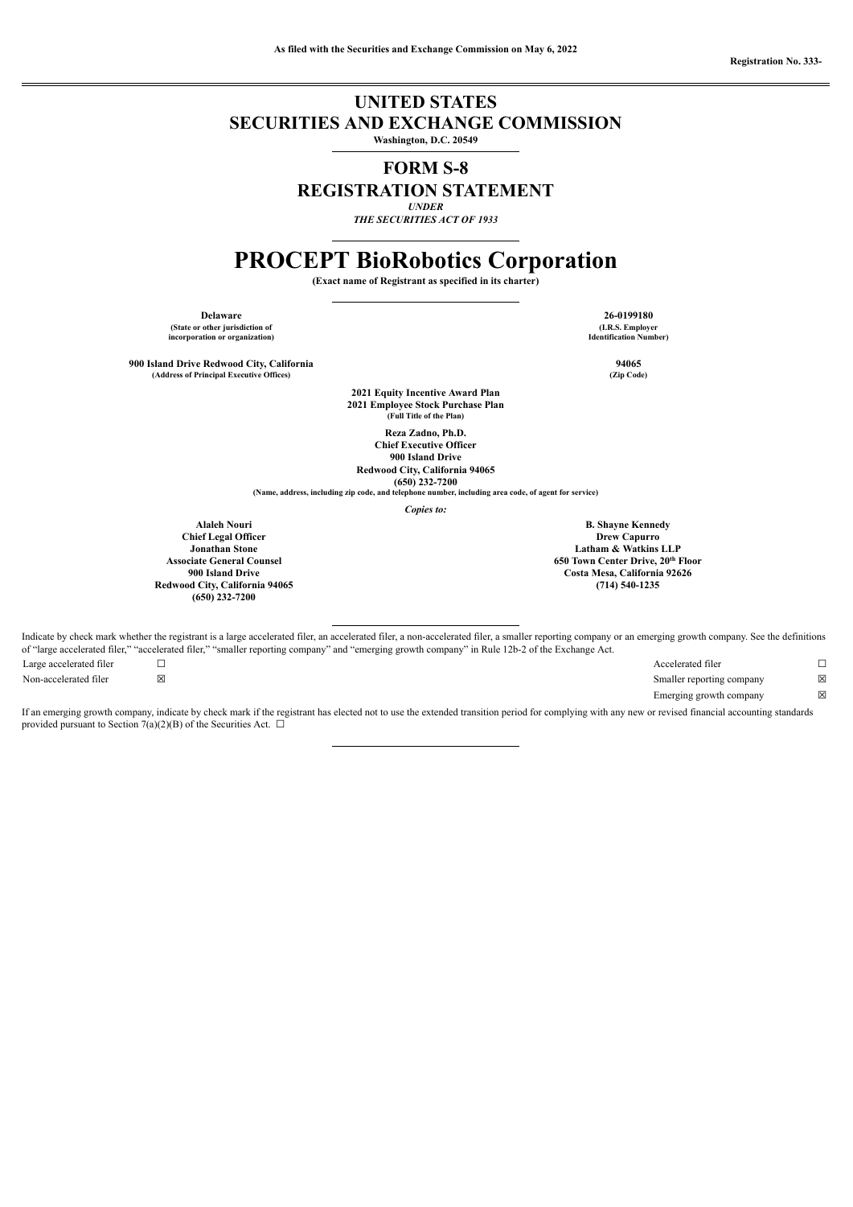As filed with the Securities and Exchange Commission on May 6, 2022

Registration No. 333-

# UNITED STATES
# SECURITIES AND EXCHANGE COMMISSION

**Washington, D.C. 20549**

## FORM S-8

## REGISTRATION STATEMENT

*UNDER*

*THE SECURITIES ACT OF 1933*

# PROCEPT BioRobotics Corporation

**(Exact name of Registrant as specified in its charter)**

| | |
|---|---|
| **Delaware** | **26-0199180** |
| **(State or other jurisdiction of incorporation or organization)** | **(I.R.S. Employer Identification Number)** |
| **900 Island Drive Redwood City, California** | **94065** |
| **(Address of Principal Executive Offices)** | **(Zip Code)** |

**2021 Equity Incentive Award Plan**
**2021 Employee Stock Purchase Plan**
**(Full Title of the Plan)**

**Reza Zadno, Ph.D.**
**Chief Executive Officer**
**900 Island Drive**
**Redwood City, California 94065**
**(650) 232-7200**
**(Name, address, including zip code, and telephone number, including area code, of agent for service)**

*Copies to:*

| | |
|---|---|
| **Alaleh Nouri** | **B. Shayne Kennedy** |
| **Chief Legal Officer** | **Drew Capurro** |
| **Jonathan Stone** | **Latham & Watkins LLP** |
| **Associate General Counsel** | **650 Town Center Drive, 20th Floor** |
| **900 Island Drive** | **Costa Mesa, California 92626** |
| **Redwood City, California 94065** | **(714) 540-1235** |
| **(650) 232-7200** | |

Indicate by check mark whether the registrant is a large accelerated filer, an accelerated filer, a non-accelerated filer, a smaller reporting company or an emerging growth company. See the definitions of "large accelerated filer," "accelerated filer," "smaller reporting company" and "emerging growth company" in Rule 12b-2 of the Exchange Act.

| | | | |
|---|---|---|---|
| Large accelerated filer | ☐ | Accelerated filer | ☐ |
| Non-accelerated filer | ☒ | Smaller reporting company | ☒ |
| | | Emerging growth company | ☒ |

If an emerging growth company, indicate by check mark if the registrant has elected not to use the extended transition period for complying with any new or revised financial accounting standards provided pursuant to Section 7(a)(2)(B) of the Securities Act. ☐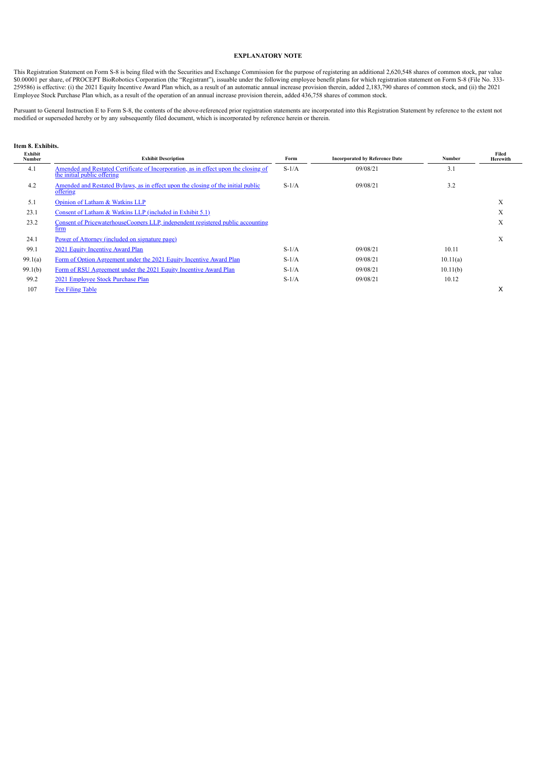**EXPLANATORY NOTE**

This Registration Statement on Form S-8 is being filed with the Securities and Exchange Commission for the purpose of registering an additional 2,620,548 shares of common stock, par value $0.00001 per share, of PROCEPT BioRobotics Corporation (the "Registrant"), issuable under the following employee benefit plans for which registration statement on Form S-8 (File No. 333-259586) is effective: (i) the 2021 Equity Incentive Award Plan which, as a result of an automatic annual increase provision therein, added 2,183,790 shares of common stock, and (ii) the 2021 Employee Stock Purchase Plan which, as a result of the operation of an annual increase provision therein, added 436,758 shares of common stock.

Pursuant to General Instruction E to Form S-8, the contents of the above-referenced prior registration statements are incorporated into this Registration Statement by reference to the extent not modified or superseded hereby or by any subsequently filed document, which is incorporated by reference herein or therein.

**Item 8. Exhibits.**

| Exhibit Number | Exhibit Description | Form | Incorporated by Reference Date | Number | Filed Herewith |
|---|---|---|---|---|---|
| 4.1 | Amended and Restated Certificate of Incorporation, as in effect upon the closing of the initial public offering | S-1/A | 09/08/21 | 3.1 | |
| 4.2 | Amended and Restated Bylaws, as in effect upon the closing of the initial public offering | S-1/A | 09/08/21 | 3.2 | |
| 5.1 | Opinion of Latham & Watkins LLP | | | | X |
| 23.1 | Consent of Latham & Watkins LLP (included in Exhibit 5.1) | | | | X |
| 23.2 | Consent of PricewaterhouseCoopers LLP, independent registered public accounting firm | | | | X |
| 24.1 | Power of Attorney (included on signature page) | | | | X |
| 99.1 | 2021 Equity Incentive Award Plan | S-1/A | 09/08/21 | 10.11 | |
| 99.1(a) | Form of Option Agreement under the 2021 Equity Incentive Award Plan | S-1/A | 09/08/21 | 10.11(a) | |
| 99.1(b) | Form of RSU Agreement under the 2021 Equity Incentive Award Plan | S-1/A | 09/08/21 | 10.11(b) | |
| 99.2 | 2021 Employee Stock Purchase Plan | S-1/A | 09/08/21 | 10.12 | |
| 107 | Fee Filing Table | | | | X |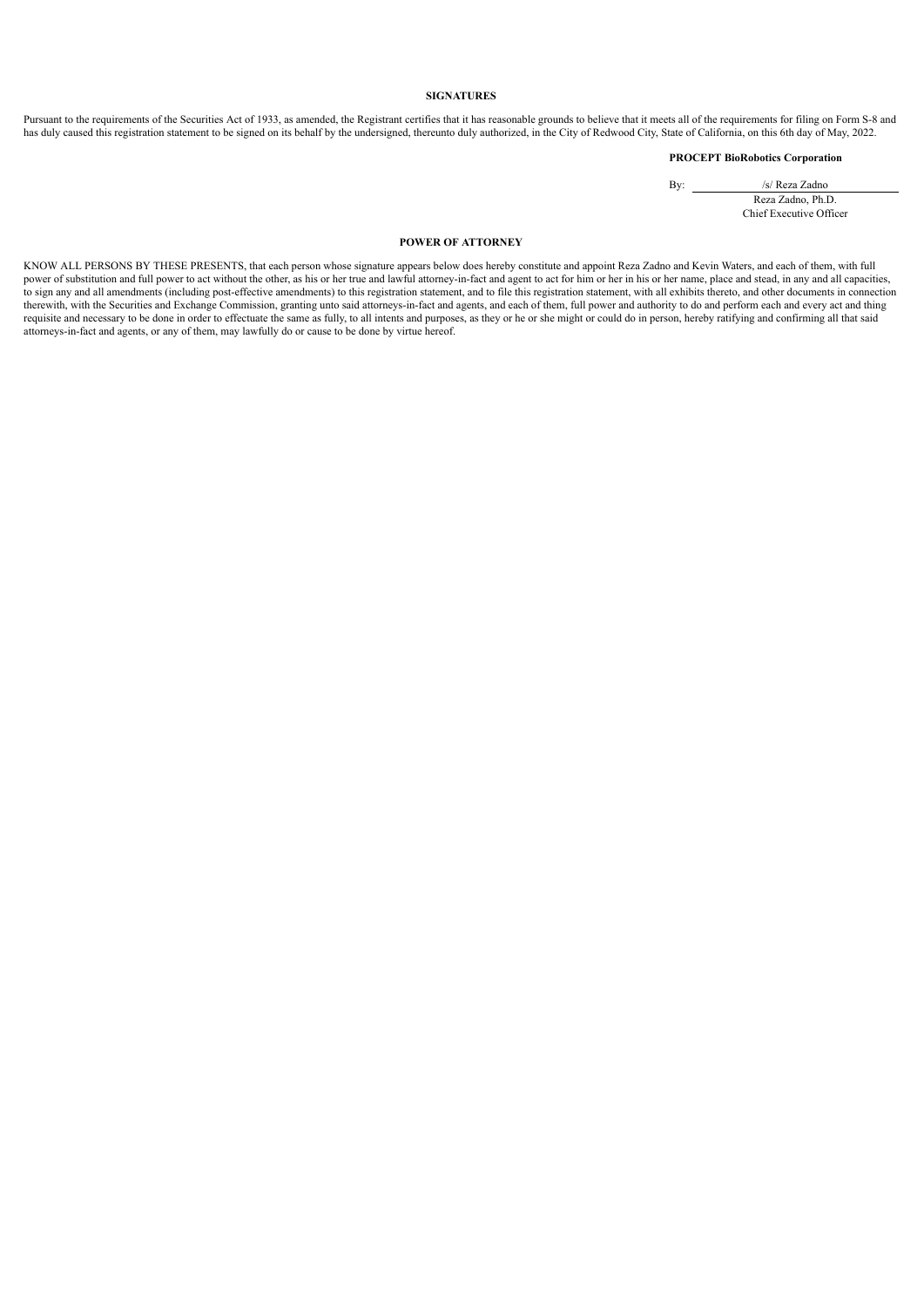## SIGNATURES

Pursuant to the requirements of the Securities Act of 1933, as amended, the Registrant certifies that it has reasonable grounds to believe that it meets all of the requirements for filing on Form S-8 and has duly caused this registration statement to be signed on its behalf by the undersigned, thereunto duly authorized, in the City of Redwood City, State of California, on this 6th day of May, 2022.

**PROCEPT BioRobotics Corporation**

By: /s/ Reza Zadno
Reza Zadno, Ph.D.
Chief Executive Officer

## POWER OF ATTORNEY

KNOW ALL PERSONS BY THESE PRESENTS, that each person whose signature appears below does hereby constitute and appoint Reza Zadno and Kevin Waters, and each of them, with full power of substitution and full power to act without the other, as his or her true and lawful attorney-in-fact and agent to act for him or her in his or her name, place and stead, in any and all capacities, to sign any and all amendments (including post-effective amendments) to this registration statement, and to file this registration statement, with all exhibits thereto, and other documents in connection therewith, with the Securities and Exchange Commission, granting unto said attorneys-in-fact and agents, and each of them, full power and authority to do and perform each and every act and thing requisite and necessary to be done in order to effectuate the same as fully, to all intents and purposes, as they or he or she might or could do in person, hereby ratifying and confirming all that said attorneys-in-fact and agents, or any of them, may lawfully do or cause to be done by virtue hereof.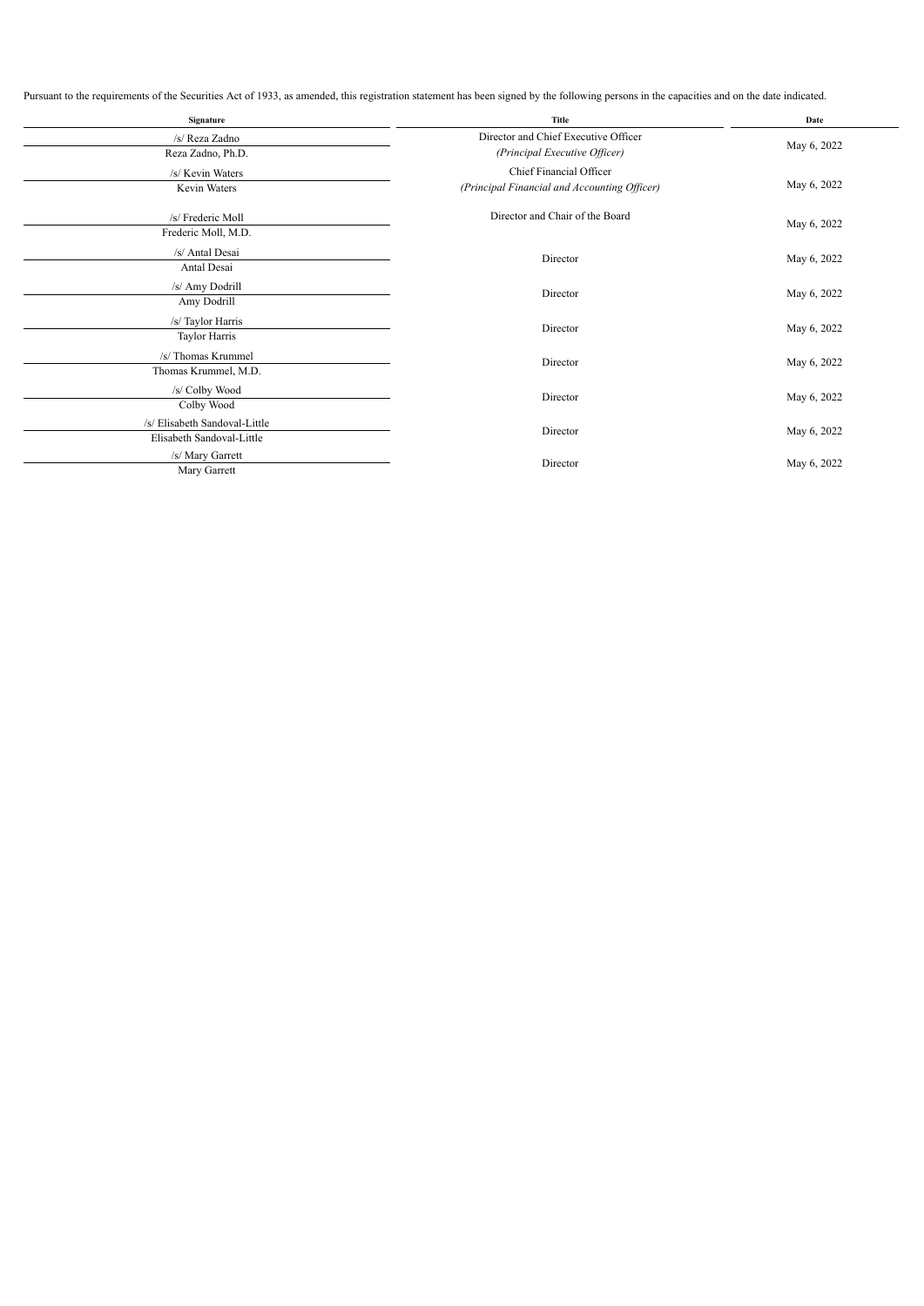Pursuant to the requirements of the Securities Act of 1933, as amended, this registration statement has been signed by the following persons in the capacities and on the date indicated.

| Signature | Title | Date |
|---|---|---|
| /s/ Reza Zadno<br>Reza Zadno, Ph.D. | Director and Chief Executive Officer<br>*(Principal Executive Officer)* | May 6, 2022 |
| /s/ Kevin Waters<br>Kevin Waters | Chief Financial Officer<br>*(Principal Financial and Accounting Officer)* | May 6, 2022 |
| /s/ Frederic Moll<br>Frederic Moll, M.D. | Director and Chair of the Board | May 6, 2022 |
| /s/ Antal Desai<br>Antal Desai | Director | May 6, 2022 |
| /s/ Amy Dodrill<br>Amy Dodrill | Director | May 6, 2022 |
| /s/ Taylor Harris<br>Taylor Harris | Director | May 6, 2022 |
| /s/ Thomas Krummel<br>Thomas Krummel, M.D. | Director | May 6, 2022 |
| /s/ Colby Wood<br>Colby Wood | Director | May 6, 2022 |
| /s/ Elisabeth Sandoval-Little<br>Elisabeth Sandoval-Little | Director | May 6, 2022 |
| /s/ Mary Garrett<br>Mary Garrett | Director | May 6, 2022 |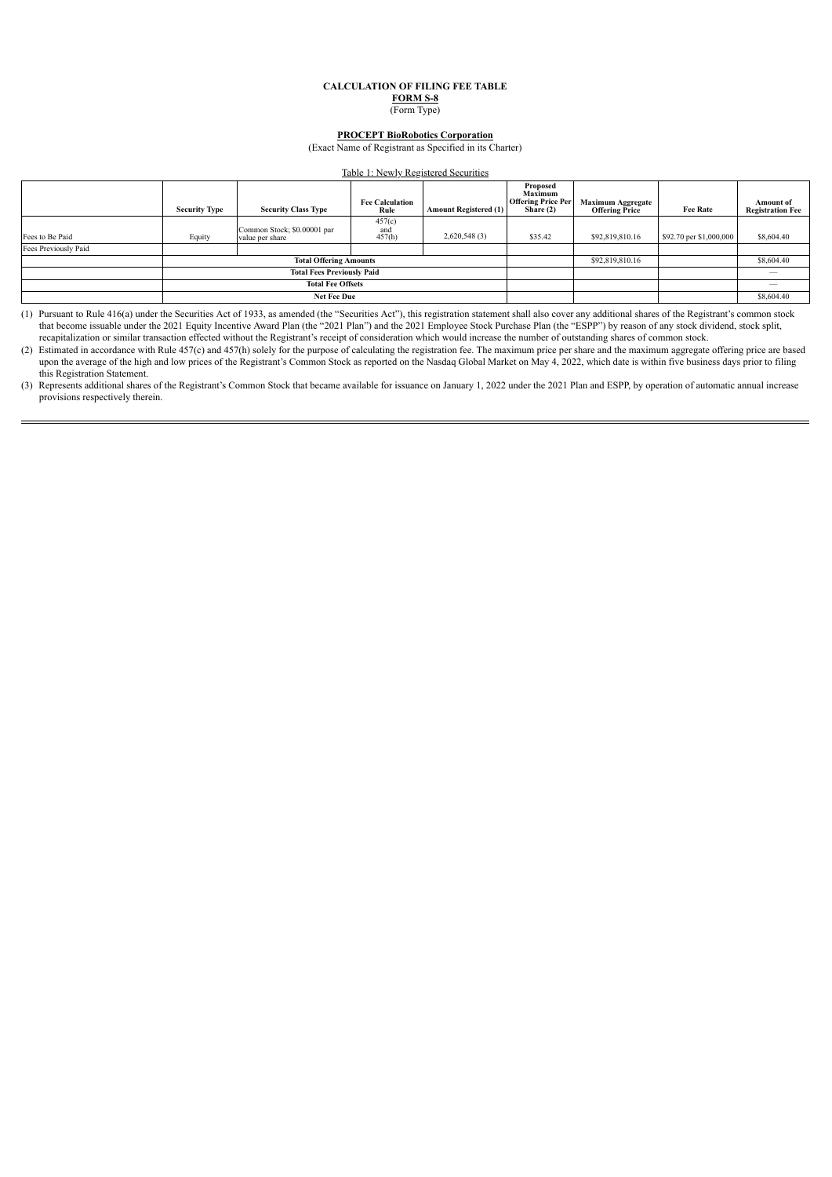**CALCULATION OF FILING FEE TABLE**

**FORM S-8**

(Form Type)

**PROCEPT BioRobotics Corporation**

(Exact Name of Registrant as Specified in its Charter)

Table 1: Newly Registered Securities

| | Security Type | Security Class Type | Fee Calculation Rule | Amount Registered (1) | Proposed Maximum Offering Price Per Share (2) | Maximum Aggregate Offering Price | Fee Rate | Amount of Registration Fee |
|---|---|---|---|---|---|---|---|---|
| Fees to Be Paid | Equity | Common Stock; $0.00001 par value per share | 457(c) and 457(h) | 2,620,548 (3) | $35.42 | $92,819,810.16 | $92.70 per $1,000,000 | $8,604.40 |
| Fees Previously Paid | | | | | | | | |
| | Total Offering Amounts | | | | | $92,819,810.16 | | $8,604.40 |
| | Total Fees Previously Paid | | | | | | | — |
| | Total Fee Offsets | | | | | | | — |
| | Net Fee Due | | | | | | | $8,604.40 |

(1) Pursuant to Rule 416(a) under the Securities Act of 1933, as amended (the "Securities Act"), this registration statement shall also cover any additional shares of the Registrant's common stock that become issuable under the 2021 Equity Incentive Award Plan (the "2021 Plan") and the 2021 Employee Stock Purchase Plan (the "ESPP") by reason of any stock dividend, stock split, recapitalization or similar transaction effected without the Registrant's receipt of consideration which would increase the number of outstanding shares of common stock.

(2) Estimated in accordance with Rule 457(c) and 457(h) solely for the purpose of calculating the registration fee. The maximum price per share and the maximum aggregate offering price are based upon the average of the high and low prices of the Registrant's Common Stock as reported on the Nasdaq Global Market on May 4, 2022, which date is within five business days prior to filing this Registration Statement.

(3) Represents additional shares of the Registrant's Common Stock that became available for issuance on January 1, 2022 under the 2021 Plan and ESPP, by operation of automatic annual increase provisions respectively therein.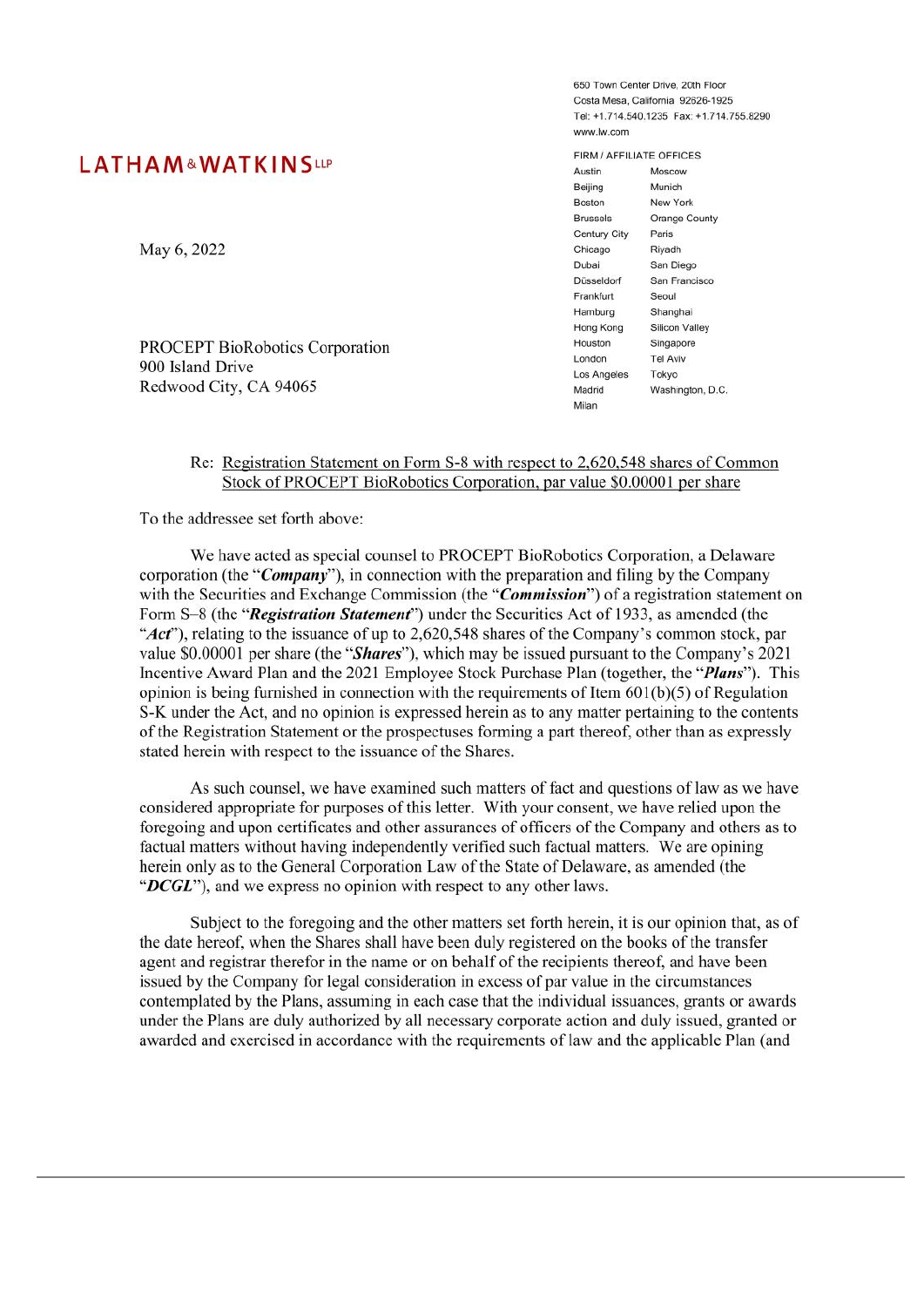650 Town Center Drive, 20th Floor
Costa Mesa, California 92626-1925
Tel: +1.714.540.1235 Fax: +1.714.755.8290
www.lw.com

**LATHAM & WATKINS LLP**

FIRM / AFFILIATE OFFICES

| | |
|---|---|
| Austin | Moscow |
| Beijing | Munich |
| Boston | New York |
| Brussels | Orange County |
| Century City | Paris |
| Chicago | Riyadh |
| Dubai | San Diego |
| Düsseldorf | San Francisco |
| Frankfurt | Seoul |
| Hamburg | Shanghai |
| Hong Kong | Silicon Valley |
| Houston | Singapore |
| London | Tel Aviv |
| Los Angeles | Tokyo |
| Madrid | Washington, D.C. |
| Milan | |

May 6, 2022

PROCEPT BioRobotics Corporation
900 Island Drive
Redwood City, CA 94065

Re: Registration Statement on Form S-8 with respect to 2,620,548 shares of Common Stock of PROCEPT BioRobotics Corporation, par value $0.00001 per share

To the addressee set forth above:

We have acted as special counsel to PROCEPT BioRobotics Corporation, a Delaware corporation (the "***Company***"), in connection with the preparation and filing by the Company with the Securities and Exchange Commission (the "***Commission***") of a registration statement on Form S–8 (the "***Registration Statement***") under the Securities Act of 1933, as amended (the "***Act***"), relating to the issuance of up to 2,620,548 shares of the Company's common stock, par value $0.00001 per share (the "***Shares***"), which may be issued pursuant to the Company's 2021 Incentive Award Plan and the 2021 Employee Stock Purchase Plan (together, the "***Plans***"). This opinion is being furnished in connection with the requirements of Item 601(b)(5) of Regulation S-K under the Act, and no opinion is expressed herein as to any matter pertaining to the contents of the Registration Statement or the prospectuses forming a part thereof, other than as expressly stated herein with respect to the issuance of the Shares.

As such counsel, we have examined such matters of fact and questions of law as we have considered appropriate for purposes of this letter. With your consent, we have relied upon the foregoing and upon certificates and other assurances of officers of the Company and others as to factual matters without having independently verified such factual matters. We are opining herein only as to the General Corporation Law of the State of Delaware, as amended (the "***DCGL***"), and we express no opinion with respect to any other laws.

Subject to the foregoing and the other matters set forth herein, it is our opinion that, as of the date hereof, when the Shares shall have been duly registered on the books of the transfer agent and registrar therefor in the name or on behalf of the recipients thereof, and have been issued by the Company for legal consideration in excess of par value in the circumstances contemplated by the Plans, assuming in each case that the individual issuances, grants or awards under the Plans are duly authorized by all necessary corporate action and duly issued, granted or awarded and exercised in accordance with the requirements of law and the applicable Plan (and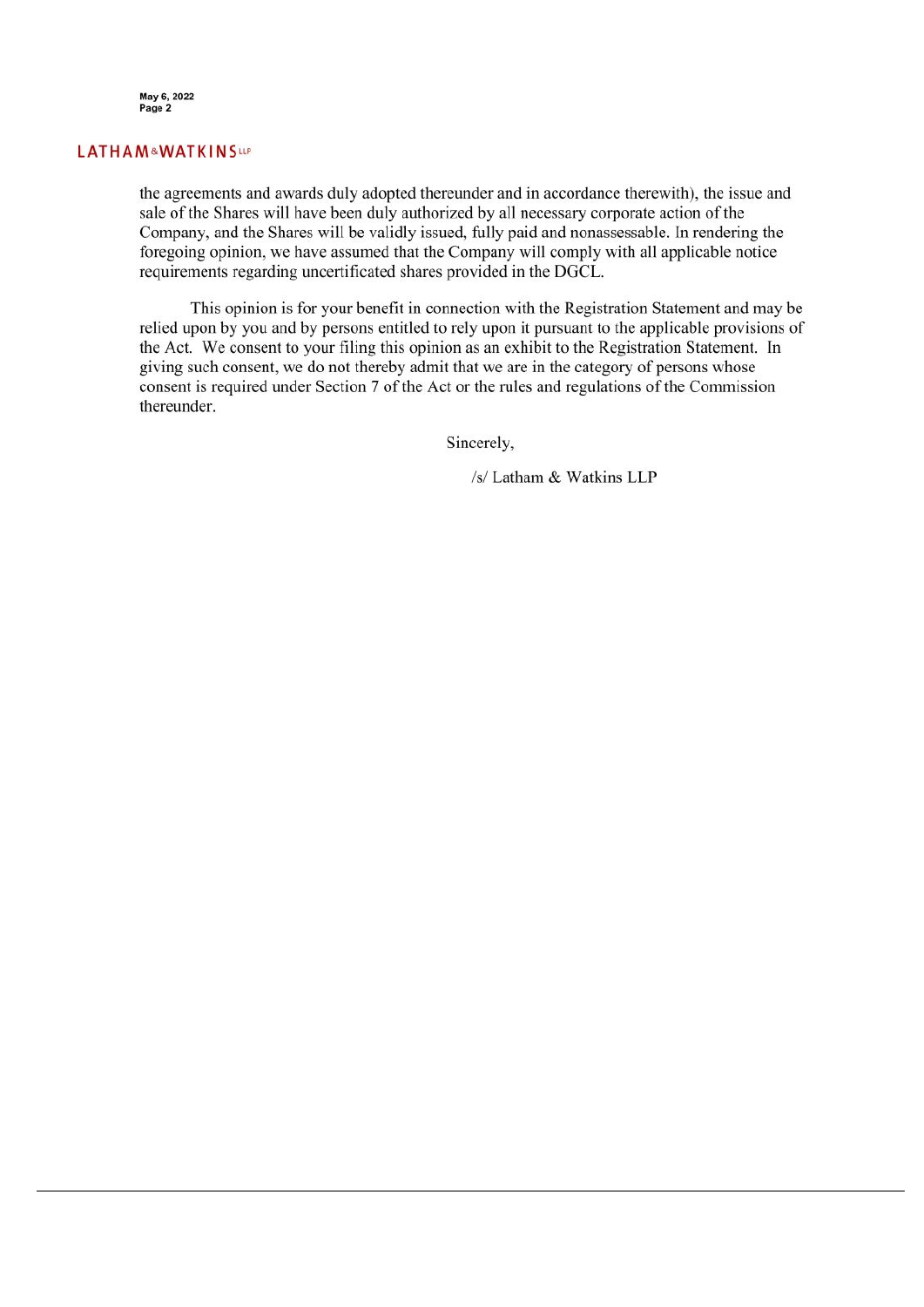the agreements and awards duly adopted thereunder and in accordance therewith), the issue and sale of the Shares will have been duly authorized by all necessary corporate action of the Company, and the Shares will be validly issued, fully paid and nonassessable. In rendering the foregoing opinion, we have assumed that the Company will comply with all applicable notice requirements regarding uncertificated shares provided in the DGCL.

This opinion is for your benefit in connection with the Registration Statement and may be relied upon by you and by persons entitled to rely upon it pursuant to the applicable provisions of the Act. We consent to your filing this opinion as an exhibit to the Registration Statement. In giving such consent, we do not thereby admit that we are in the category of persons whose consent is required under Section 7 of the Act or the rules and regulations of the Commission thereunder.

Sincerely,

/s/ Latham & Watkins LLP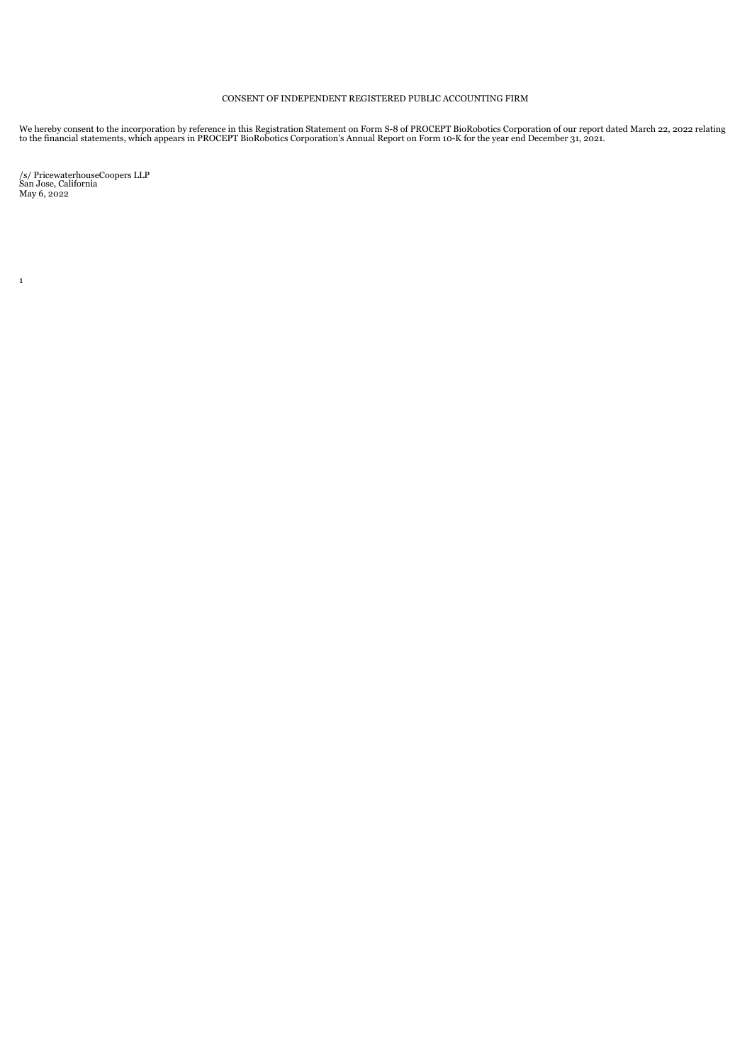CONSENT OF INDEPENDENT REGISTERED PUBLIC ACCOUNTING FIRM

We hereby consent to the incorporation by reference in this Registration Statement on Form S-8 of PROCEPT BioRobotics Corporation of our report dated March 22, 2022 relating to the financial statements, which appears in PROCEPT BioRobotics Corporation's Annual Report on Form 10-K for the year end December 31, 2021.

/s/ PricewaterhouseCoopers LLP
San Jose, California
May 6, 2022